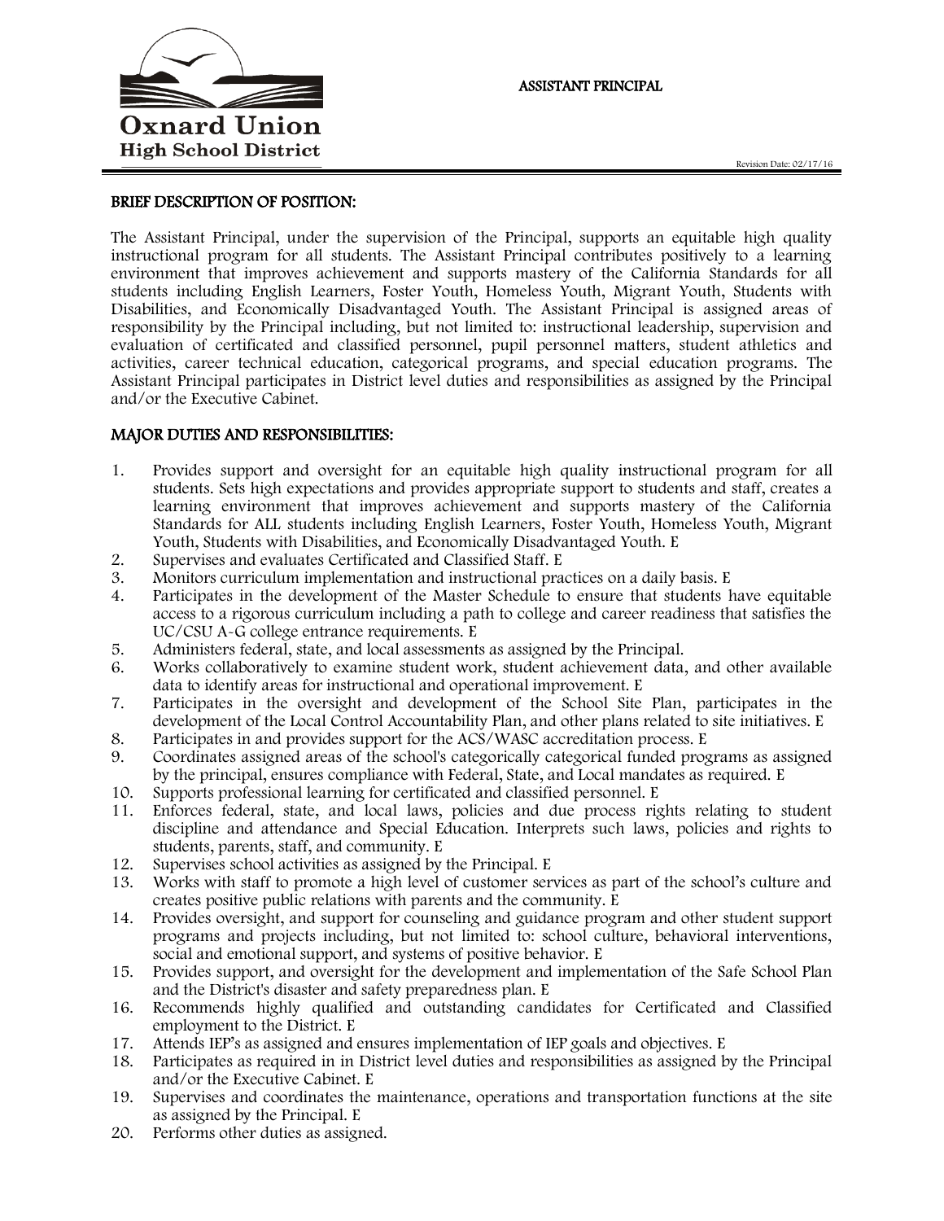Oxnard Union High School District

# ASSISTANT PRINCIPAL

Revision Date: 02/17/16

## BRIEF DESCRIPTION OF POSITION:

The Assistant Principal, under the supervision of the Principal, supports an equitable high quality instructional program for all students. The Assistant Principal contributes positively to a learning environment that improves achievement and supports mastery of the California Standards for all students including English Learners, Foster Youth, Homeless Youth, Migrant Youth, Students with Disabilities, and Economically Disadvantaged Youth. The Assistant Principal is assigned areas of responsibility by the Principal including, but not limited to: instructional leadership, supervision and evaluation of certificated and classified personnel, pupil personnel matters, student athletics and activities, career technical education, categorical programs, and special education programs. The Assistant Principal participates in District level duties and responsibilities as assigned by the Principal and/or the Executive Cabinet.

## MAJOR DUTIES AND RESPONSIBILITIES:

1. Provides support and oversight for an equitable high quality instructional program for all students. Sets high expectations and provides appropriate support to students and staff, creates a learning environment that improves achievement and supports mastery of the California Standards for ALL students including English Learners, Foster Youth, Homeless Youth, Migrant Youth, Students with Disabilities, and Economically Disadvantaged Youth. E
2. Supervises and evaluates Certificated and Classified Staff. E
3. Monitors curriculum implementation and instructional practices on a daily basis. E
4. Participates in the development of the Master Schedule to ensure that students have equitable access to a rigorous curriculum including a path to college and career readiness that satisfies the UC/CSU A-G college entrance requirements. E
5. Administers federal, state, and local assessments as assigned by the Principal.
6. Works collaboratively to examine student work, student achievement data, and other available data to identify areas for instructional and operational improvement. E
7. Participates in the oversight and development of the School Site Plan, participates in the development of the Local Control Accountability Plan, and other plans related to site initiatives. E
8. Participates in and provides support for the ACS/WASC accreditation process. E
9. Coordinates assigned areas of the school's categorically categorical funded programs as assigned by the principal, ensures compliance with Federal, State, and Local mandates as required. E
10. Supports professional learning for certificated and classified personnel. E
11. Enforces federal, state, and local laws, policies and due process rights relating to student discipline and attendance and Special Education. Interprets such laws, policies and rights to students, parents, staff, and community. E
12. Supervises school activities as assigned by the Principal. E
13. Works with staff to promote a high level of customer services as part of the school's culture and creates positive public relations with parents and the community. E
14. Provides oversight, and support for counseling and guidance program and other student support programs and projects including, but not limited to: school culture, behavioral interventions, social and emotional support, and systems of positive behavior. E
15. Provides support, and oversight for the development and implementation of the Safe School Plan and the District's disaster and safety preparedness plan. E
16. Recommends highly qualified and outstanding candidates for Certificated and Classified employment to the District. E
17. Attends IEP's as assigned and ensures implementation of IEP goals and objectives. E
18. Participates as required in in District level duties and responsibilities as assigned by the Principal and/or the Executive Cabinet. E
19. Supervises and coordinates the maintenance, operations and transportation functions at the site as assigned by the Principal. E
20. Performs other duties as assigned.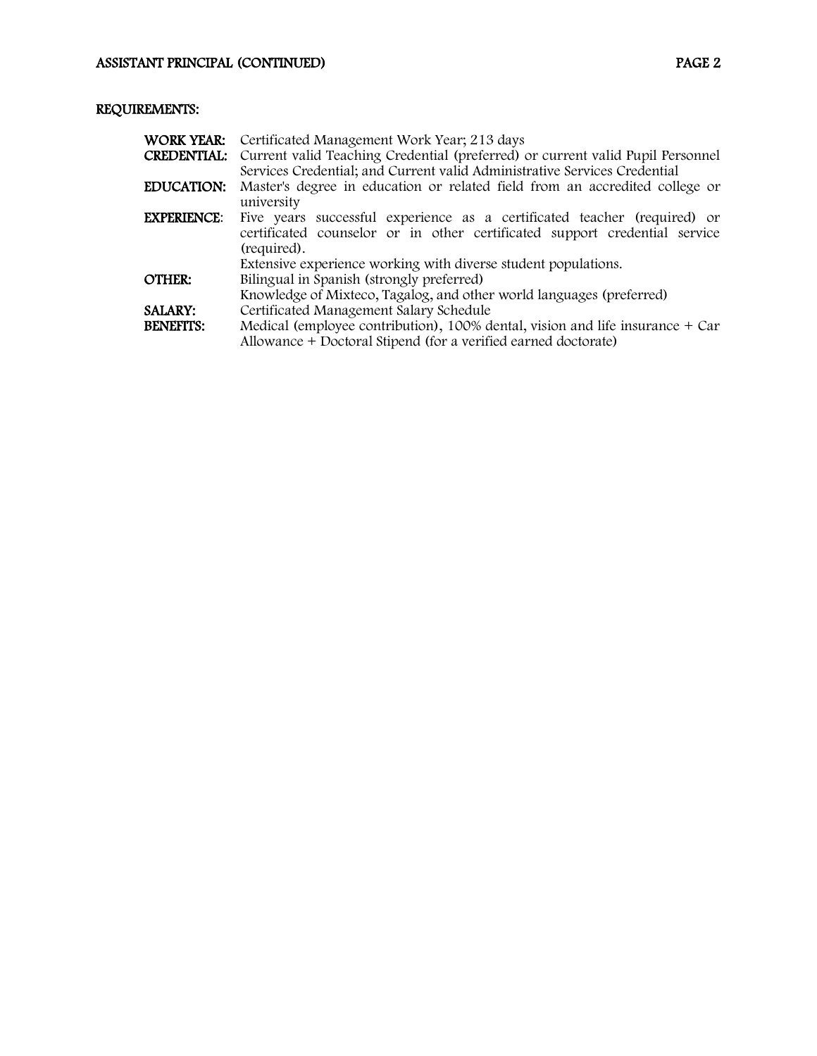## REQUIREMENTS:

**WORK YEAR:** Certificated Management Work Year; 213 days

**CREDENTIAL:** Current valid Teaching Credential (preferred) or current valid Pupil Personnel Services Credential; and Current valid Administrative Services Credential

**EDUCATION:** Master's degree in education or related field from an accredited college or university

**EXPERIENCE:** Five years successful experience as a certificated teacher (required) or certificated counselor or in other certificated support credential service (required).
Extensive experience working with diverse student populations.

**OTHER:** Bilingual in Spanish (strongly preferred)
Knowledge of Mixteco, Tagalog, and other world languages (preferred)

**SALARY:** Certificated Management Salary Schedule

**BENEFITS:** Medical (employee contribution), 100% dental, vision and life insurance + Car Allowance + Doctoral Stipend (for a verified earned doctorate)